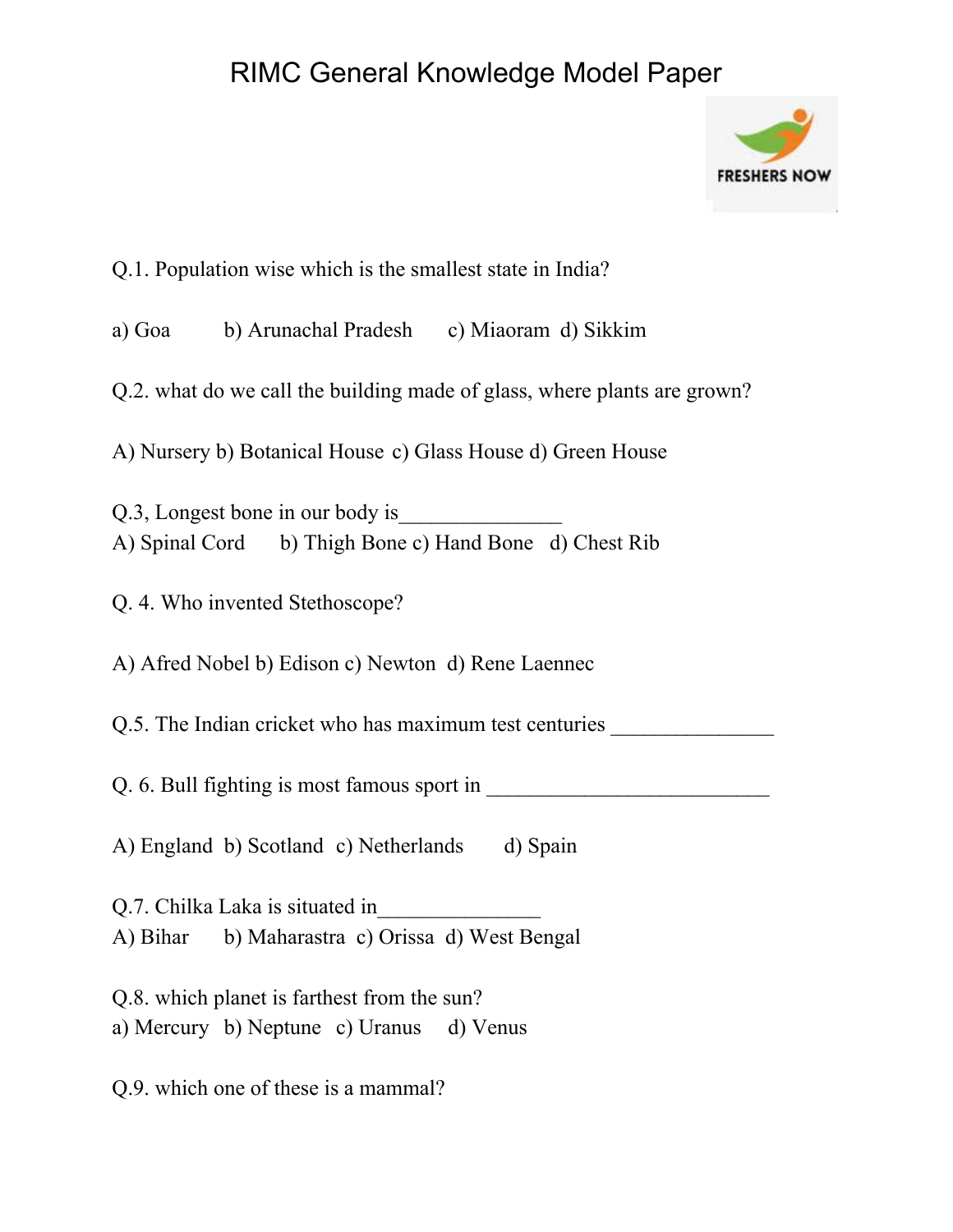# RIMC General Knowledge Model Paper

Q.1. Population wise which is the smallest state in India?

a) Goa b) Arunachal Pradesh c) Miaoram d) Sikkim

Q.2. what do we call the building made of glass, where plants are grown?

A) Nursery b) Botanical House c) Glass House d) Green House

Q.3, Longest bone in our body is_______________
A) Spinal Cord b) Thigh Bone c) Hand Bone d) Chest Rib

Q. 4. Who invented Stethoscope?

A) Afred Nobel b) Edison c) Newton d) Rene Laennec

Q.5. The Indian cricket who has maximum test centuries _______________

Q. 6. Bull fighting is most famous sport in __________________________

A) England b) Scotland c) Netherlands d) Spain

Q.7. Chilka Laka is situated in_______________
A) Bihar b) Maharastra c) Orissa d) West Bengal

Q.8. which planet is farthest from the sun?
a) Mercury b) Neptune c) Uranus d) Venus

Q.9. which one of these is a mammal?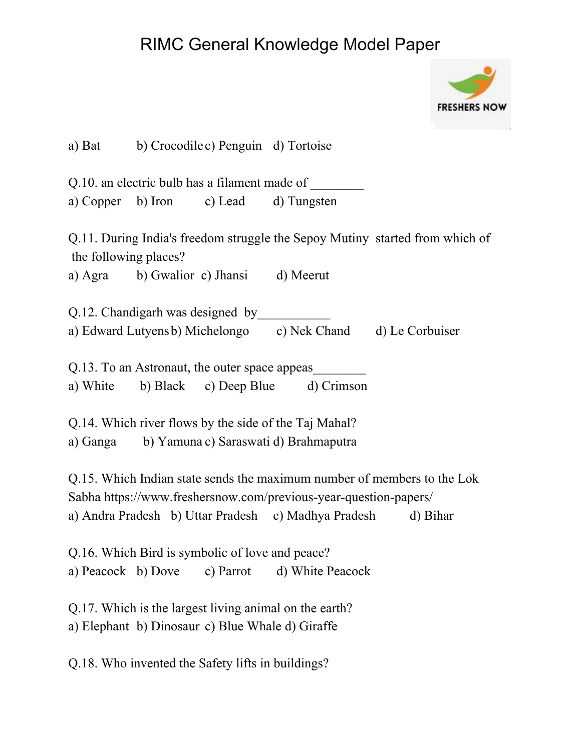a) Bat b) Crocodile c) Penguin d) Tortoise

Q.10. an electric bulb has a filament made of ________

a) Copper b) Iron c) Lead d) Tungsten

Q.11. During India's freedom struggle the Sepoy Mutiny started from which of the following places?

a) Agra b) Gwalior c) Jhansi d) Meerut

Q.12. Chandigarh was designed by___________

a) Edward Lutyens b) Michelongo c) Nek Chand d) Le Corbuiser

Q.13. To an Astronaut, the outer space appeas________

a) White b) Black c) Deep Blue d) Crimson

Q.14. Which river flows by the side of the Taj Mahal?

a) Ganga b) Yamuna c) Saraswati d) Brahmaputra

Q.15. Which Indian state sends the maximum number of members to the Lok Sabha https://www.freshersnow.com/previous-year-question-papers/

a) Andra Pradesh b) Uttar Pradesh c) Madhya Pradesh d) Bihar

Q.16. Which Bird is symbolic of love and peace?

a) Peacock b) Dove c) Parrot d) White Peacock

Q.17. Which is the largest living animal on the earth?

a) Elephant b) Dinosaur c) Blue Whale d) Giraffe

Q.18. Who invented the Safety lifts in buildings?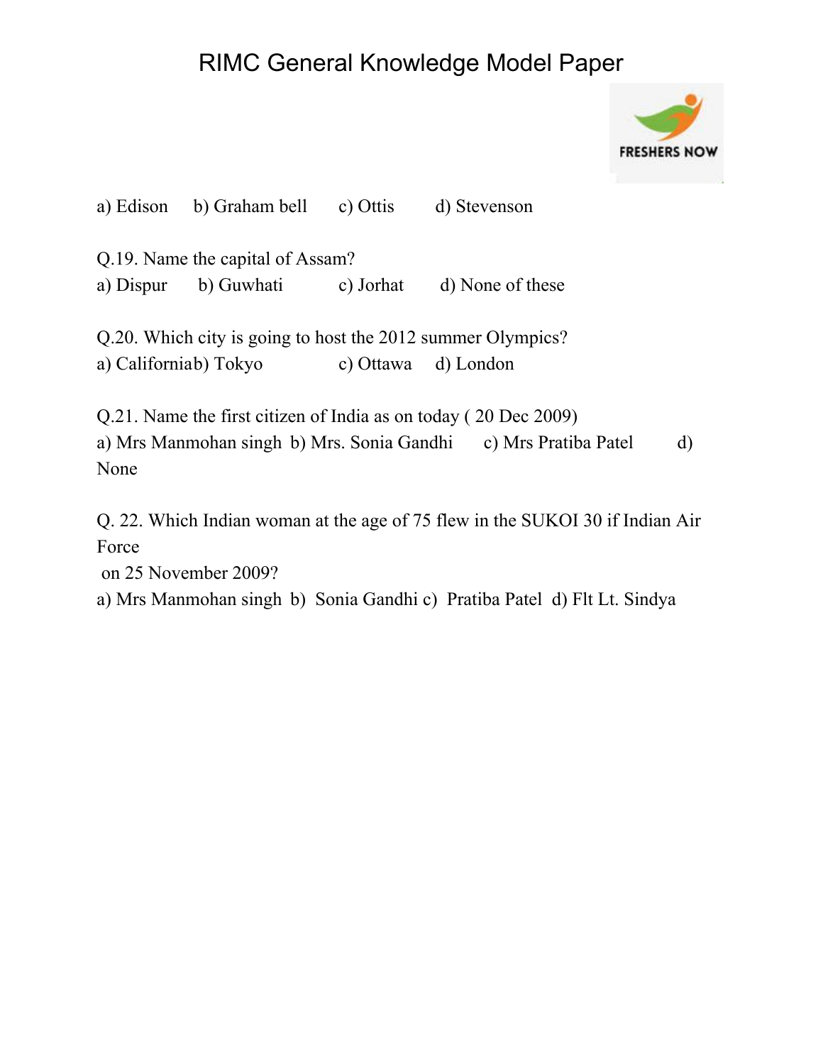a) Edison  b) Graham bell  c) Ottis  d) Stevenson

Q.19. Name the capital of Assam?
a) Dispur  b) Guwhati  c) Jorhat  d) None of these

Q.20. Which city is going to host the 2012 summer Olympics?
a) Californiab) Tokyo  c) Ottawa  d) London

Q.21. Name the first citizen of India as on today ( 20 Dec 2009)
a) Mrs Manmohan singh  b) Mrs. Sonia Gandhi  c) Mrs Pratiba Patel  d) None

Q. 22. Which Indian woman at the age of 75 flew in the SUKOI 30 if Indian Air Force
on 25 November 2009?
a) Mrs Manmohan singh  b) Sonia Gandhi c) Pratiba Patel  d) Flt Lt. Sindya